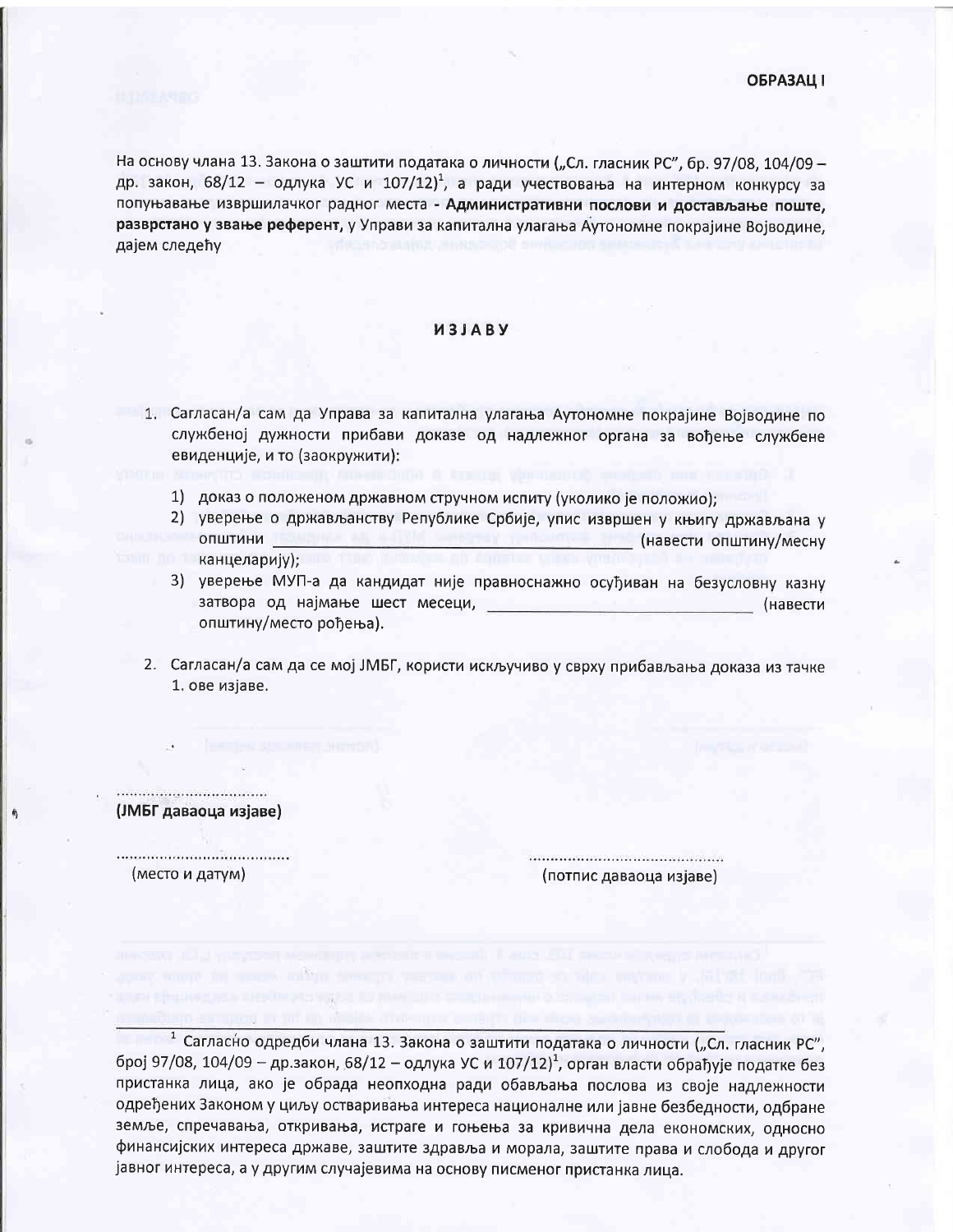**ОБРАЗАЦ I**

На основу члана 13. Закона о заштити података о личности („Сл. гласник РС", бр. 97/08, 104/09 – др. закон, 68/12 – одлука УС и 107/12)[1], а ради учествовања на интерном конкурсу за попуњавање извршилачког радног места - **Административни послови и достављање поште, разврстано у звање референт,** у Управи за капитална улагања Аутономне покрајине Војводине, дајем следећу

## ИЗЈАВУ

1. Сагласан/а сам да Управа за капитална улагања Аутономне покрајине Војводине по службеној дужности прибави доказе од надлежног органа за вођење службене евиденције, и то (заокружити):
   1) доказ о положеном државном стручном испиту (уколико је положио);
   2) уверење о држављанству Републике Србије, упис извршен у књигу држављана у општини \_\_\_\_\_\_\_\_\_\_\_\_\_\_\_\_\_\_\_\_\_\_\_\_ (навести општину/месну канцеларију);
   3) уверење МУП-а да кандидат није правноснажно осуђиван на безусловну казну затвора од најмање шест месеци, \_\_\_\_\_\_\_\_\_\_\_\_\_\_\_\_\_\_\_\_\_\_\_\_ (навести општину/место рођења).
2. Сагласан/а сам да се мој ЈМБГ, користи искључиво у сврху прибављања доказа из тачке 1. ове изјаве.

................................

**(ЈМБГ даваоца изјаве)**

....................................
(место и датум)

..........................................
(потпис даваоца изјаве)

---

[1] Сагласно одредби члана 13. Закона о заштити података о личности („Сл. гласник РС", број 97/08, 104/09 – др.закон, 68/12 – одлука УС и 107/12)[1], орган власти обрађује податке без пристанка лица, ако је обрада неопходна ради обављања послова из своје надлежности одређених Законом у циљу остваривања интереса националне или јавне безбедности, одбране земље, спречавања, откривања, истраге и гоњења за кривична дела економских, односно финансијских интереса државе, заштите здравља и морала, заштите права и слобода и другог јавног интереса, а у другим случајевима на основу писменог пристанка лица.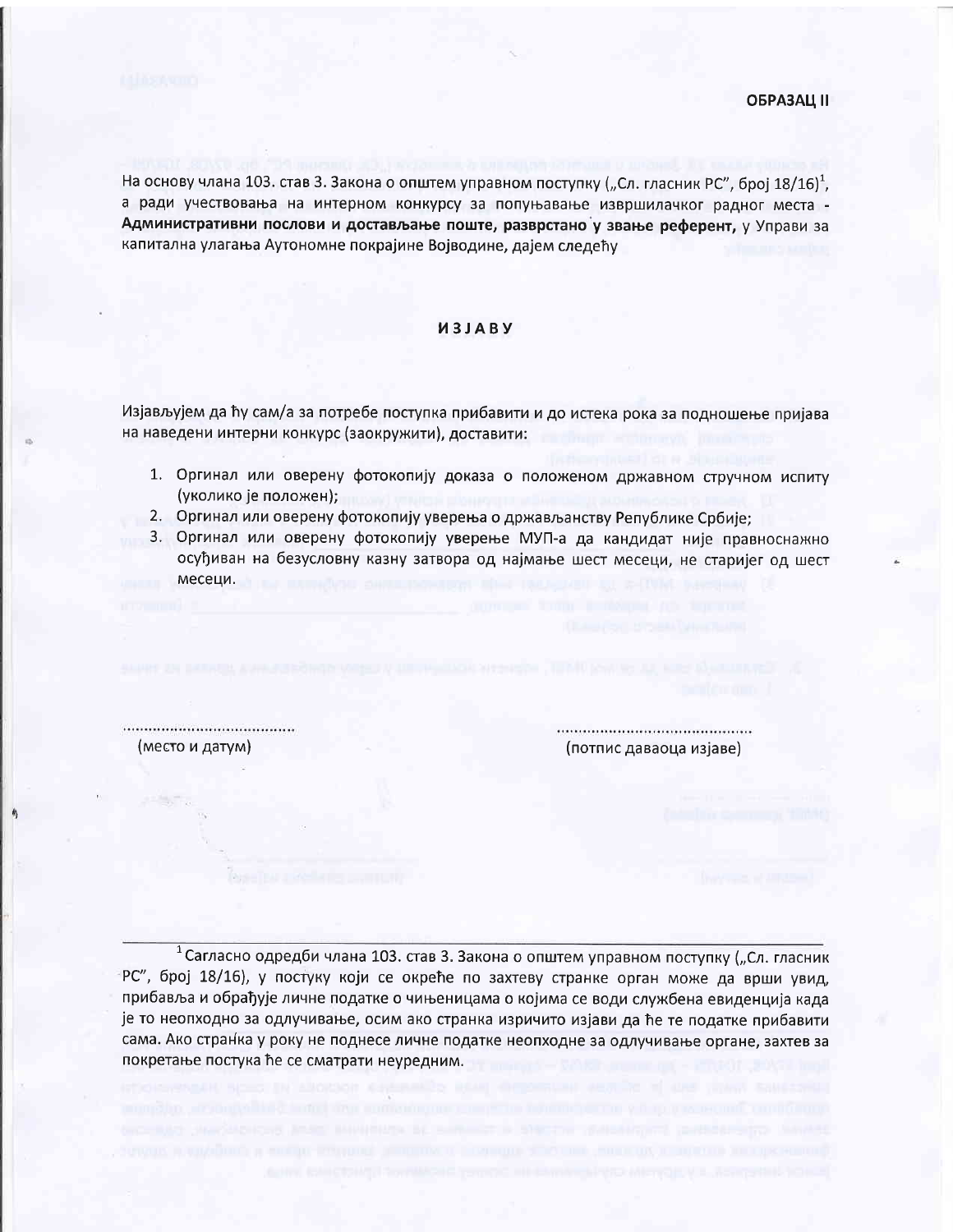**ОБРАЗАЦ II**

На основу члана 103. став 3. Закона о општем управном поступку („Сл. гласник РС", број 18/16)[1], а ради учествовања на интерном конкурсу за попуњавање извршилачког радног места - **Административни послови и достављање поште, разврстано у звање референт,** у Управи за капитална улагања Аутономне покрајине Војводине, дајем следећу

**ИЗЈАВУ**

Изјављујем да ћу сам/а за потребе поступка прибавити и до истека рока за подношење пријава на наведени интерни конкурс (заокружити), доставити:

1. Оргинал или оверену фотокопију доказа о положеном државном стручном испиту (уколико је положен);
2. Оргинал или оверену фотокопију уверења о држављанству Републике Србије;
3. Оргинал или оверену фотокопију уверење МУП-а да кандидат није правноснажно осуђиван на безусловну казну затвора од најмање шест месеци, не старији од шест месеци.

| | |
|---|---|
| ...................................... | .......................................... |
| (место и датум) | (потпис даваоца изјаве) |

---

[1] Сагласно одредби члана 103. став 3. Закона о општем управном поступку („Сл. гласник РС", број 18/16), у постуку који се окреће по захтеву странке орган може да врши увид, прибавља и обрађује личне податке о чињеницама о којима се води службена евиденција када је то неопходно за одлучивање, осим ако странка изричито изјави да ће те податке прибавити сама. Ако странка у року не поднесе личне податке неопходне за одлучивање органе, захтев за покретање постука ће се сматрати неуредним.